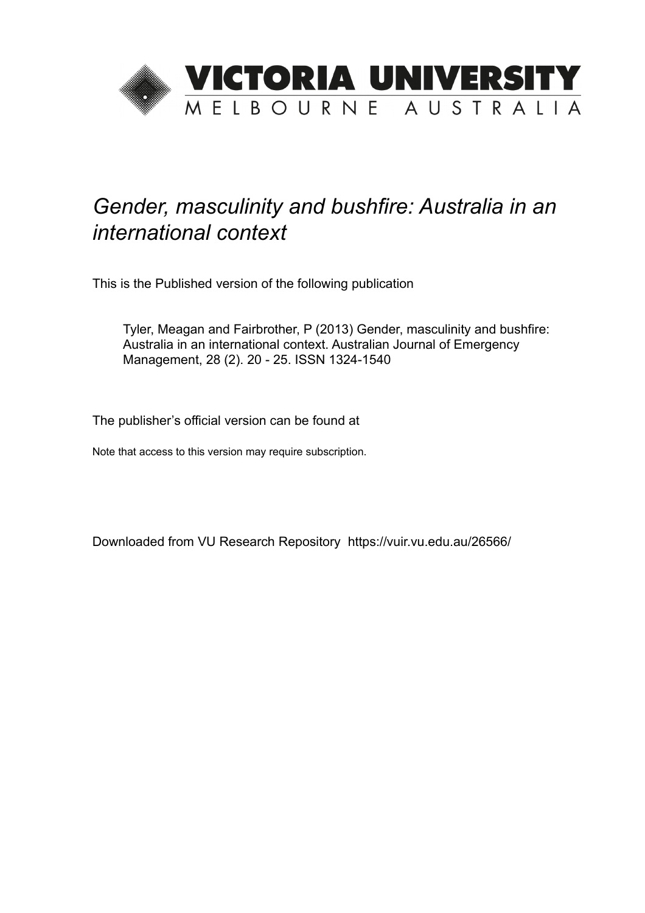VICTORIA UNIVERSITY
MELBOURNE AUSTRALIA

*Gender, masculinity and bushfire: Australia in an international context*

This is the Published version of the following publication

Tyler, Meagan and Fairbrother, P (2013) Gender, masculinity and bushfire: Australia in an international context. Australian Journal of Emergency Management, 28 (2). 20 - 25. ISSN 1324-1540

The publisher's official version can be found at

Note that access to this version may require subscription.

Downloaded from VU Research Repository https://vuir.vu.edu.au/26566/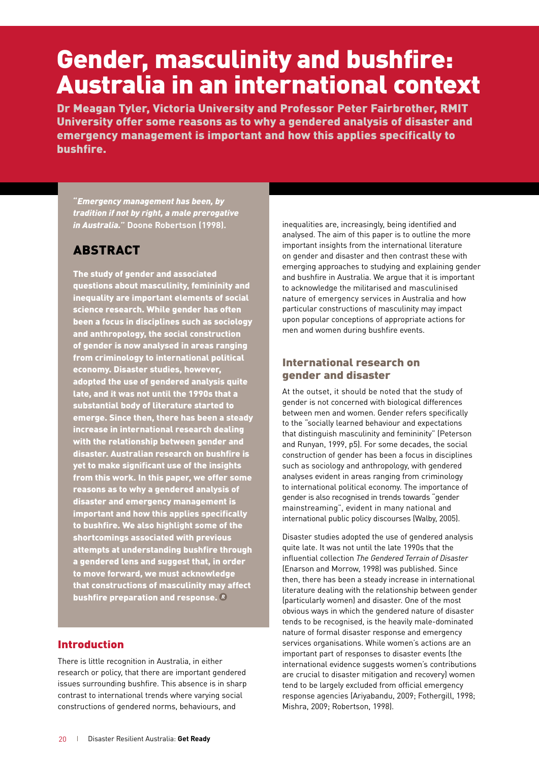# Gender, masculinity and bushfire: Australia in an international context

**Dr Meagan Tyler, Victoria University and Professor Peter Fairbrother, RMIT University offer some reasons as to why a gendered analysis of disaster and emergency management is important and how this applies specifically to bushfire.**

***"Emergency management has been, by tradition if not by right, a male prerogative in Australia."*** **Doone Robertson (1998).**

## ABSTRACT

**The study of gender and associated questions about masculinity, femininity and inequality are important elements of social science research. While gender has often been a focus in disciplines such as sociology and anthropology, the social construction of gender is now analysed in areas ranging from criminology to international political economy. Disaster studies, however, adopted the use of gendered analysis quite late, and it was not until the 1990s that a substantial body of literature started to emerge. Since then, there has been a steady increase in international research dealing with the relationship between gender and disaster. Australian research on bushfire is yet to make significant use of the insights from this work. In this paper, we offer some reasons as to why a gendered analysis of disaster and emergency management is important and how this applies specifically to bushfire. We also highlight some of the shortcomings associated with previous attempts at understanding bushfire through a gendered lens and suggest that, in order to move forward, we must acknowledge that constructions of masculinity may affect bushfire preparation and response.** Ⓡ

## Introduction

There is little recognition in Australia, in either research or policy, that there are important gendered issues surrounding bushfire. This absence is in sharp contrast to international trends where varying social constructions of gendered norms, behaviours, and inequalities are, increasingly, being identified and analysed. The aim of this paper is to outline the more important insights from the international literature on gender and disaster and then contrast these with emerging approaches to studying and explaining gender and bushfire in Australia. We argue that it is important to acknowledge the militarised and masculinised nature of emergency services in Australia and how particular constructions of masculinity may impact upon popular conceptions of appropriate actions for men and women during bushfire events.

## International research on gender and disaster

At the outset, it should be noted that the study of gender is not concerned with biological differences between men and women. Gender refers specifically to the "socially learned behaviour and expectations that distinguish masculinity and femininity" (Peterson and Runyan, 1999, p5). For some decades, the social construction of gender has been a focus in disciplines such as sociology and anthropology, with gendered analyses evident in areas ranging from criminology to international political economy. The importance of gender is also recognised in trends towards "gender mainstreaming", evident in many national and international public policy discourses (Walby, 2005).

Disaster studies adopted the use of gendered analysis quite late. It was not until the late 1990s that the influential collection *The Gendered Terrain of Disaster* (Enarson and Morrow, 1998) was published. Since then, there has been a steady increase in international literature dealing with the relationship between gender (particularly women) and disaster. One of the most obvious ways in which the gendered nature of disaster tends to be recognised, is the heavily male-dominated nature of formal disaster response and emergency services organisations. While women's actions are an important part of responses to disaster events (the international evidence suggests women's contributions are crucial to disaster mitigation and recovery) women tend to be largely excluded from official emergency response agencies (Ariyabandu, 2009; Fothergill, 1998; Mishra, 2009; Robertson, 1998).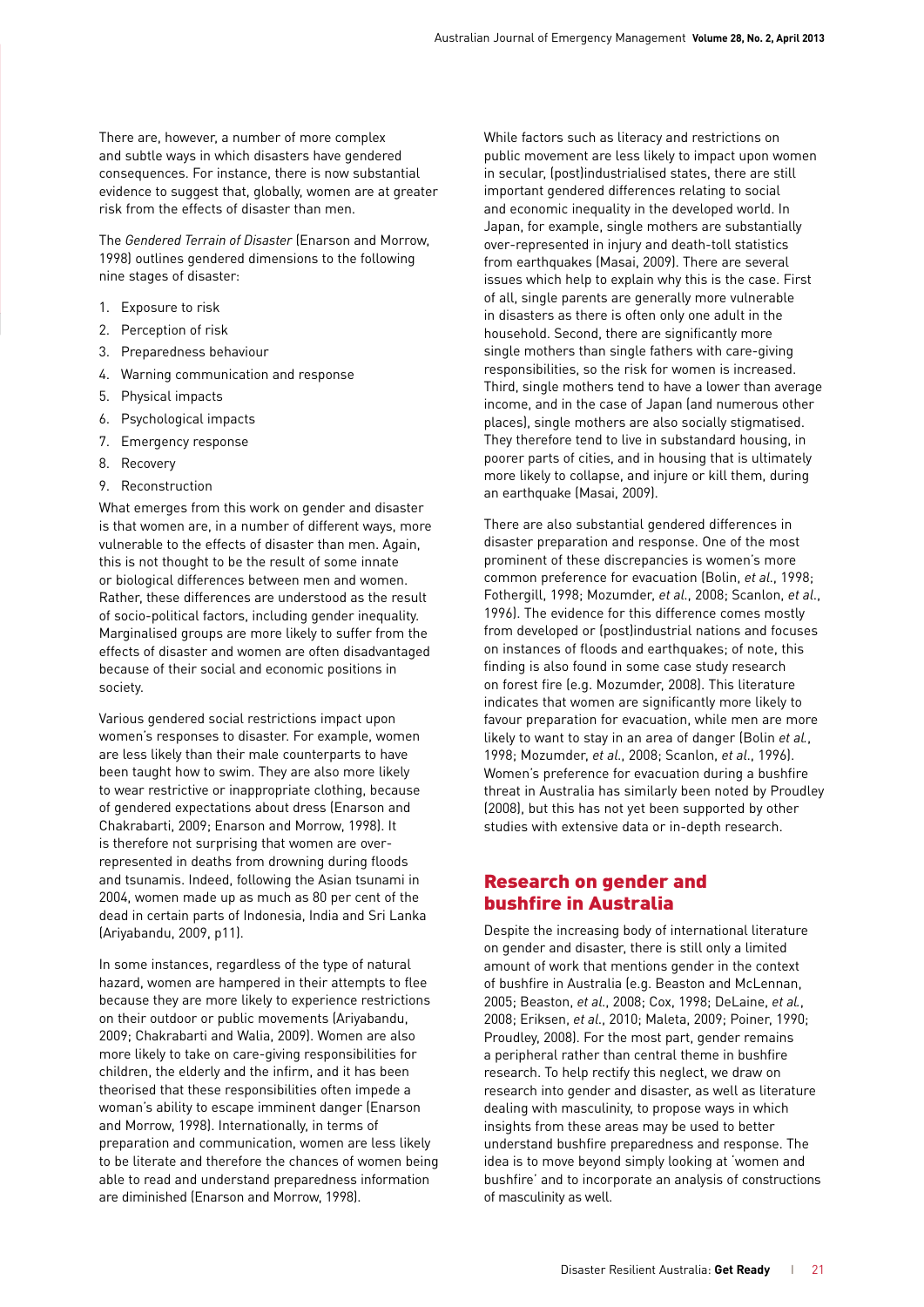There are, however, a number of more complex and subtle ways in which disasters have gendered consequences. For instance, there is now substantial evidence to suggest that, globally, women are at greater risk from the effects of disaster than men.

The *Gendered Terrain of Disaster* (Enarson and Morrow, 1998) outlines gendered dimensions to the following nine stages of disaster:

1. Exposure to risk
2. Perception of risk
3. Preparedness behaviour
4. Warning communication and response
5. Physical impacts
6. Psychological impacts
7. Emergency response
8. Recovery
9. Reconstruction

What emerges from this work on gender and disaster is that women are, in a number of different ways, more vulnerable to the effects of disaster than men. Again, this is not thought to be the result of some innate or biological differences between men and women. Rather, these differences are understood as the result of socio-political factors, including gender inequality. Marginalised groups are more likely to suffer from the effects of disaster and women are often disadvantaged because of their social and economic positions in society.

Various gendered social restrictions impact upon women's responses to disaster. For example, women are less likely than their male counterparts to have been taught how to swim. They are also more likely to wear restrictive or inappropriate clothing, because of gendered expectations about dress (Enarson and Chakrabarti, 2009; Enarson and Morrow, 1998). It is therefore not surprising that women are over-represented in deaths from drowning during floods and tsunamis. Indeed, following the Asian tsunami in 2004, women made up as much as 80 per cent of the dead in certain parts of Indonesia, India and Sri Lanka (Ariyabandu, 2009, p11).

In some instances, regardless of the type of natural hazard, women are hampered in their attempts to flee because they are more likely to experience restrictions on their outdoor or public movements (Ariyabandu, 2009; Chakrabarti and Walia, 2009). Women are also more likely to take on care-giving responsibilities for children, the elderly and the infirm, and it has been theorised that these responsibilities often impede a woman's ability to escape imminent danger (Enarson and Morrow, 1998). Internationally, in terms of preparation and communication, women are less likely to be literate and therefore the chances of women being able to read and understand preparedness information are diminished (Enarson and Morrow, 1998).

While factors such as literacy and restrictions on public movement are less likely to impact upon women in secular, (post)industrialised states, there are still important gendered differences relating to social and economic inequality in the developed world. In Japan, for example, single mothers are substantially over-represented in injury and death-toll statistics from earthquakes (Masai, 2009). There are several issues which help to explain why this is the case. First of all, single parents are generally more vulnerable in disasters as there is often only one adult in the household. Second, there are significantly more single mothers than single fathers with care-giving responsibilities, so the risk for women is increased. Third, single mothers tend to have a lower than average income, and in the case of Japan (and numerous other places), single mothers are also socially stigmatised. They therefore tend to live in substandard housing, in poorer parts of cities, and in housing that is ultimately more likely to collapse, and injure or kill them, during an earthquake (Masai, 2009).

There are also substantial gendered differences in disaster preparation and response. One of the most prominent of these discrepancies is women's more common preference for evacuation (Bolin, *et al.*, 1998; Fothergill, 1998; Mozumder, *et al.*, 2008; Scanlon, *et al.*, 1996). The evidence for this difference comes mostly from developed or (post)industrial nations and focuses on instances of floods and earthquakes; of note, this finding is also found in some case study research on forest fire (e.g. Mozumder, 2008). This literature indicates that women are significantly more likely to favour preparation for evacuation, while men are more likely to want to stay in an area of danger (Bolin *et al.*, 1998; Mozumder, *et al.*, 2008; Scanlon, *et al.*, 1996). Women's preference for evacuation during a bushfire threat in Australia has similarly been noted by Proudley (2008), but this has not yet been supported by other studies with extensive data or in-depth research.

## Research on gender and bushfire in Australia

Despite the increasing body of international literature on gender and disaster, there is still only a limited amount of work that mentions gender in the context of bushfire in Australia (e.g. Beaston and McLennan, 2005; Beaston, *et al.*, 2008; Cox, 1998; DeLaine, *et al.*, 2008; Eriksen, *et al.*, 2010; Maleta, 2009; Poiner, 1990; Proudley, 2008). For the most part, gender remains a peripheral rather than central theme in bushfire research. To help rectify this neglect, we draw on research into gender and disaster, as well as literature dealing with masculinity, to propose ways in which insights from these areas may be used to better understand bushfire preparedness and response. The idea is to move beyond simply looking at 'women and bushfire' and to incorporate an analysis of constructions of masculinity as well.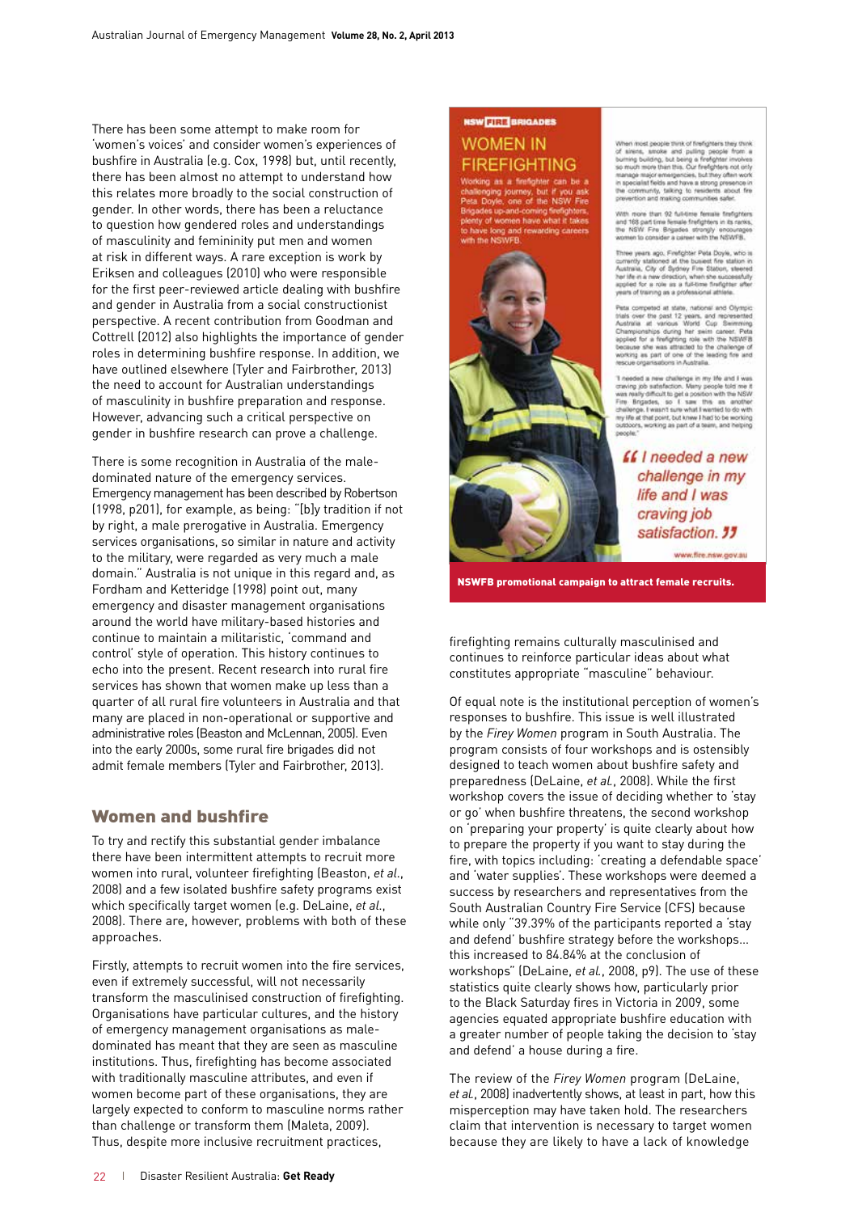There has been some attempt to make room for 'women's voices' and consider women's experiences of bushfire in Australia (e.g. Cox, 1998) but, until recently, there has been almost no attempt to understand how this relates more broadly to the social construction of gender. In other words, there has been a reluctance to question how gendered roles and understandings of masculinity and femininity put men and women at risk in different ways. A rare exception is work by Eriksen and colleagues (2010) who were responsible for the first peer-reviewed article dealing with bushfire and gender in Australia from a social constructionist perspective. A recent contribution from Goodman and Cottrell (2012) also highlights the importance of gender roles in determining bushfire response. In addition, we have outlined elsewhere (Tyler and Fairbrother, 2013) the need to account for Australian understandings of masculinity in bushfire preparation and response. However, advancing such a critical perspective on gender in bushfire research can prove a challenge.

There is some recognition in Australia of the male-dominated nature of the emergency services. Emergency management has been described by Robertson (1998, p201), for example, as being: "[b]y tradition if not by right, a male prerogative in Australia. Emergency services organisations, so similar in nature and activity to the military, were regarded as very much a male domain." Australia is not unique in this regard and, as Fordham and Ketteridge (1998) point out, many emergency and disaster management organisations around the world have military-based histories and continue to maintain a militaristic, 'command and control' style of operation. This history continues to echo into the present. Recent research into rural fire services has shown that women make up less than a quarter of all rural fire volunteers in Australia and that many are placed in non-operational or supportive and administrative roles (Beaston and McLennan, 2005). Even into the early 2000s, some rural fire brigades did not admit female members (Tyler and Fairbrother, 2013).

## Women and bushfire

To try and rectify this substantial gender imbalance there have been intermittent attempts to recruit more women into rural, volunteer firefighting (Beaston, *et al.*, 2008) and a few isolated bushfire safety programs exist which specifically target women (e.g. DeLaine, *et al.*, 2008). There are, however, problems with both of these approaches.

Firstly, attempts to recruit women into the fire services, even if extremely successful, will not necessarily transform the masculinised construction of firefighting. Organisations have particular cultures, and the history of emergency management organisations as male-dominated has meant that they are seen as masculine institutions. Thus, firefighting has become associated with traditionally masculine attributes, and even if women become part of these organisations, they are largely expected to conform to masculine norms rather than challenge or transform them (Maleta, 2009). Thus, despite more inclusive recruitment practices, firefighting remains culturally masculinised and continues to reinforce particular ideas about what constitutes appropriate "masculine" behaviour.

NSWFB promotional campaign to attract female recruits.

Of equal note is the institutional perception of women's responses to bushfire. This issue is well illustrated by the *Firey Women* program in South Australia. The program consists of four workshops and is ostensibly designed to teach women about bushfire safety and preparedness (DeLaine, *et al.*, 2008). While the first workshop covers the issue of deciding whether to 'stay or go' when bushfire threatens, the second workshop on 'preparing your property' is quite clearly about how to prepare the property if you want to stay during the fire, with topics including: 'creating a defendable space' and 'water supplies'. These workshops were deemed a success by researchers and representatives from the South Australian Country Fire Service (CFS) because while only "39.39% of the participants reported a 'stay and defend' bushfire strategy before the workshops… this increased to 84.84% at the conclusion of workshops" (DeLaine, *et al.*, 2008, p9). The use of these statistics quite clearly shows how, particularly prior to the Black Saturday fires in Victoria in 2009, some agencies equated appropriate bushfire education with a greater number of people taking the decision to 'stay and defend' a house during a fire.

The review of the *Firey Women* program (DeLaine, *et al.*, 2008) inadvertently shows, at least in part, how this misperception may have taken hold. The researchers claim that intervention is necessary to target women because they are likely to have a lack of knowledge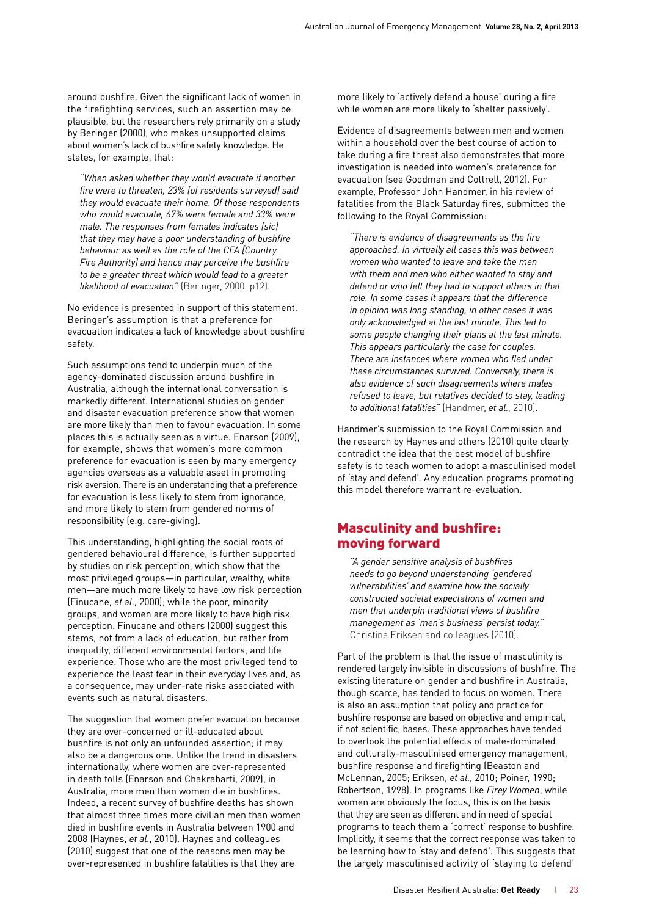around bushfire. Given the significant lack of women in the firefighting services, such an assertion may be plausible, but the researchers rely primarily on a study by Beringer (2000), who makes unsupported claims about women's lack of bushfire safety knowledge. He states, for example, that:

> *"When asked whether they would evacuate if another fire were to threaten, 23% [of residents surveyed] said they would evacuate their home. Of those respondents who would evacuate, 67% were female and 33% were male. The responses from females indicates [sic] that they may have a poor understanding of bushfire behaviour as well as the role of the CFA [Country Fire Authority] and hence may perceive the bushfire to be a greater threat which would lead to a greater likelihood of evacuation"* (Beringer, 2000, p12).

No evidence is presented in support of this statement. Beringer's assumption is that a preference for evacuation indicates a lack of knowledge about bushfire safety.

Such assumptions tend to underpin much of the agency-dominated discussion around bushfire in Australia, although the international conversation is markedly different. International studies on gender and disaster evacuation preference show that women are more likely than men to favour evacuation. In some places this is actually seen as a virtue. Enarson (2009), for example, shows that women's more common preference for evacuation is seen by many emergency agencies overseas as a valuable asset in promoting risk aversion. There is an understanding that a preference for evacuation is less likely to stem from ignorance, and more likely to stem from gendered norms of responsibility (e.g. care-giving).

This understanding, highlighting the social roots of gendered behavioural difference, is further supported by studies on risk perception, which show that the most privileged groups—in particular, wealthy, white men—are much more likely to have low risk perception (Finucane, *et al.*, 2000); while the poor, minority groups, and women are more likely to have high risk perception. Finucane and others (2000) suggest this stems, not from a lack of education, but rather from inequality, different environmental factors, and life experience. Those who are the most privileged tend to experience the least fear in their everyday lives and, as a consequence, may under-rate risks associated with events such as natural disasters.

The suggestion that women prefer evacuation because they are over-concerned or ill-educated about bushfire is not only an unfounded assertion; it may also be a dangerous one. Unlike the trend in disasters internationally, where women are over-represented in death tolls (Enarson and Chakrabarti, 2009), in Australia, more men than women die in bushfires. Indeed, a recent survey of bushfire deaths has shown that almost three times more civilian men than women died in bushfire events in Australia between 1900 and 2008 (Haynes, *et al.*, 2010). Haynes and colleagues (2010) suggest that one of the reasons men may be over-represented in bushfire fatalities is that they are more likely to 'actively defend a house' during a fire while women are more likely to 'shelter passively'.

Evidence of disagreements between men and women within a household over the best course of action to take during a fire threat also demonstrates that more investigation is needed into women's preference for evacuation (see Goodman and Cottrell, 2012). For example, Professor John Handmer, in his review of fatalities from the Black Saturday fires, submitted the following to the Royal Commission:

> *"There is evidence of disagreements as the fire approached. In virtually all cases this was between women who wanted to leave and take the men with them and men who either wanted to stay and defend or who felt they had to support others in that role. In some cases it appears that the difference in opinion was long standing, in other cases it was only acknowledged at the last minute. This led to some people changing their plans at the last minute. This appears particularly the case for couples. There are instances where women who fled under these circumstances survived. Conversely, there is also evidence of such disagreements where males refused to leave, but relatives decided to stay, leading to additional fatalities"* (Handmer, *et al.*, 2010).

Handmer's submission to the Royal Commission and the research by Haynes and others (2010) quite clearly contradict the idea that the best model of bushfire safety is to teach women to adopt a masculinised model of 'stay and defend'. Any education programs promoting this model therefore warrant re-evaluation.

## Masculinity and bushfire: moving forward

> *"A gender sensitive analysis of bushfires needs to go beyond understanding 'gendered vulnerabilities' and examine how the socially constructed societal expectations of women and men that underpin traditional views of bushfire management as 'men's business' persist today."* Christine Eriksen and colleagues (2010).

Part of the problem is that the issue of masculinity is rendered largely invisible in discussions of bushfire. The existing literature on gender and bushfire in Australia, though scarce, has tended to focus on women. There is also an assumption that policy and practice for bushfire response are based on objective and empirical, if not scientific, bases. These approaches have tended to overlook the potential effects of male-dominated and culturally-masculinised emergency management, bushfire response and firefighting (Beaston and McLennan, 2005; Eriksen, *et al.*, 2010; Poiner, 1990; Robertson, 1998). In programs like *Firey Women*, while women are obviously the focus, this is on the basis that they are seen as different and in need of special programs to teach them a 'correct' response to bushfire. Implicitly, it seems that the correct response was taken to be learning how to 'stay and defend'. This suggests that the largely masculinised activity of 'staying to defend'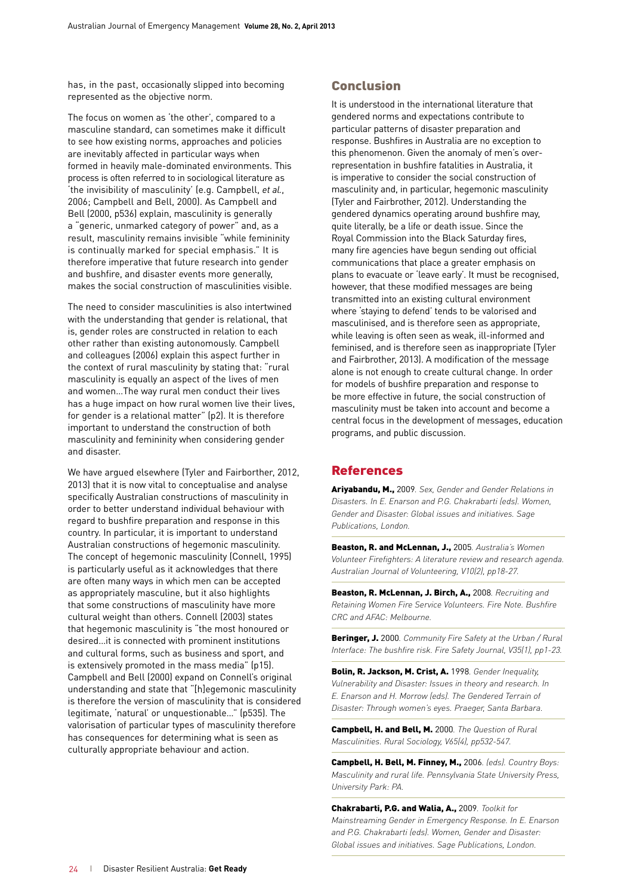has, in the past, occasionally slipped into becoming represented as the objective norm.

The focus on women as 'the other', compared to a masculine standard, can sometimes make it difficult to see how existing norms, approaches and policies are inevitably affected in particular ways when formed in heavily male-dominated environments. This process is often referred to in sociological literature as 'the invisibility of masculinity' (e.g. Campbell, *et al.*, 2006; Campbell and Bell, 2000). As Campbell and Bell (2000, p536) explain, masculinity is generally a "generic, unmarked category of power" and, as a result, masculinity remains invisible "while femininity is continually marked for special emphasis." It is therefore imperative that future research into gender and bushfire, and disaster events more generally, makes the social construction of masculinities visible.

The need to consider masculinities is also intertwined with the understanding that gender is relational, that is, gender roles are constructed in relation to each other rather than existing autonomously. Campbell and colleagues (2006) explain this aspect further in the context of rural masculinity by stating that: "rural masculinity is equally an aspect of the lives of men and women...The way rural men conduct their lives has a huge impact on how rural women live their lives, for gender is a relational matter" (p2). It is therefore important to understand the construction of both masculinity and femininity when considering gender and disaster.

We have argued elsewhere (Tyler and Fairborther, 2012, 2013) that it is now vital to conceptualise and analyse specifically Australian constructions of masculinity in order to better understand individual behaviour with regard to bushfire preparation and response in this country. In particular, it is important to understand Australian constructions of hegemonic masculinity. The concept of hegemonic masculinity (Connell, 1995) is particularly useful as it acknowledges that there are often many ways in which men can be accepted as appropriately masculine, but it also highlights that some constructions of masculinity have more cultural weight than others. Connell (2003) states that hegemonic masculinity is "the most honoured or desired...it is connected with prominent institutions and cultural forms, such as business and sport, and is extensively promoted in the mass media" (p15). Campbell and Bell (2000) expand on Connell's original understanding and state that "[h]egemonic masculinity is therefore the version of masculinity that is considered legitimate, 'natural' or unquestionable..." (p535). The valorisation of particular types of masculinity therefore has consequences for determining what is seen as culturally appropriate behaviour and action.

## Conclusion

It is understood in the international literature that gendered norms and expectations contribute to particular patterns of disaster preparation and response. Bushfires in Australia are no exception to this phenomenon. Given the anomaly of men's over-representation in bushfire fatalities in Australia, it is imperative to consider the social construction of masculinity and, in particular, hegemonic masculinity (Tyler and Fairbrother, 2012). Understanding the gendered dynamics operating around bushfire may, quite literally, be a life or death issue. Since the Royal Commission into the Black Saturday fires, many fire agencies have begun sending out official communications that place a greater emphasis on plans to evacuate or 'leave early'. It must be recognised, however, that these modified messages are being transmitted into an existing cultural environment where 'staying to defend' tends to be valorised and masculinised, and is therefore seen as appropriate, while leaving is often seen as weak, ill-informed and feminised, and is therefore seen as inappropriate (Tyler and Fairbrother, 2013). A modification of the message alone is not enough to create cultural change. In order for models of bushfire preparation and response to be more effective in future, the social construction of masculinity must be taken into account and become a central focus in the development of messages, education programs, and public discussion.

## References

**Ariyabandu, M.,** 2009. *Sex, Gender and Gender Relations in Disasters. In E. Enarson and P.G. Chakrabarti (eds). Women, Gender and Disaster: Global issues and initiatives. Sage Publications, London.*

**Beaston, R. and McLennan, J.,** 2005. *Australia's Women Volunteer Firefighters: A literature review and research agenda. Australian Journal of Volunteering, V10(2), pp18-27.*

**Beaston, R. McLennan, J. Birch, A.,** 2008. *Recruiting and Retaining Women Fire Service Volunteers. Fire Note. Bushfire CRC and AFAC: Melbourne.*

**Beringer, J.** 2000. *Community Fire Safety at the Urban / Rural Interface: The bushfire risk. Fire Safety Journal, V35(1), pp1-23.*

**Bolin, R. Jackson, M. Crist, A.** 1998. *Gender Inequality, Vulnerability and Disaster: Issues in theory and research. In E. Enarson and H. Morrow (eds). The Gendered Terrain of Disaster: Through women's eyes. Praeger, Santa Barbara.*

**Campbell, H. and Bell, M.** 2000. *The Question of Rural Masculinities. Rural Sociology, V65(4), pp532-547.*

**Campbell, H. Bell, M. Finney, M.,** 2006. *(eds). Country Boys: Masculinity and rural life. Pennsylvania State University Press, University Park: PA.*

**Chakrabarti, P.G. and Walia, A.,** 2009. *Toolkit for Mainstreaming Gender in Emergency Response. In E. Enarson and P.G. Chakrabarti (eds). Women, Gender and Disaster: Global issues and initiatives. Sage Publications, London.*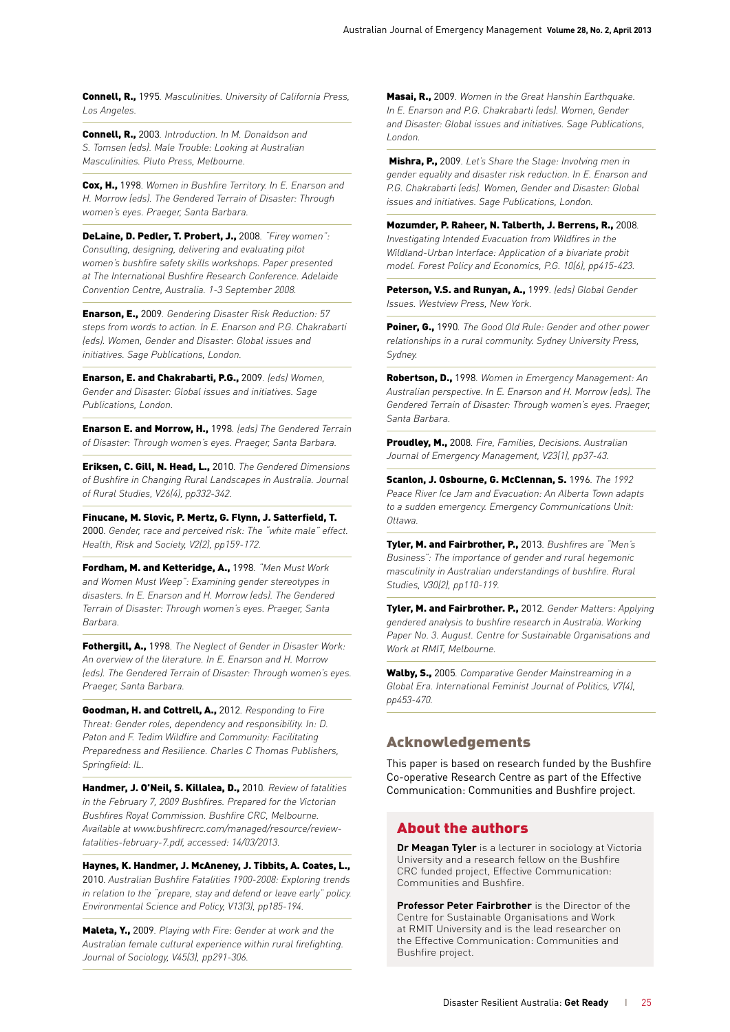**Connell, R.,** 1995. *Masculinities. University of California Press, Los Angeles.*

**Connell, R.,** 2003. *Introduction. In M. Donaldson and S. Tomsen (eds). Male Trouble: Looking at Australian Masculinities. Pluto Press, Melbourne.*

**Cox, H.,** 1998. *Women in Bushfire Territory. In E. Enarson and H. Morrow (eds). The Gendered Terrain of Disaster: Through women's eyes. Praeger, Santa Barbara.*

**DeLaine, D. Pedler, T. Probert, J.,** 2008. *"Firey women": Consulting, designing, delivering and evaluating pilot women's bushfire safety skills workshops. Paper presented at The International Bushfire Research Conference. Adelaide Convention Centre, Australia. 1-3 September 2008.*

**Enarson, E.,** 2009. *Gendering Disaster Risk Reduction: 57 steps from words to action. In E. Enarson and P.G. Chakrabarti (eds). Women, Gender and Disaster: Global issues and initiatives. Sage Publications, London.*

**Enarson, E. and Chakrabarti, P.G.,** 2009. *(eds) Women, Gender and Disaster: Global issues and initiatives. Sage Publications, London.*

**Enarson E. and Morrow, H.,** 1998. *(eds) The Gendered Terrain of Disaster: Through women's eyes. Praeger, Santa Barbara.*

**Eriksen, C. Gill, N. Head, L.,** 2010. *The Gendered Dimensions of Bushfire in Changing Rural Landscapes in Australia. Journal of Rural Studies, V26(4), pp332-342.*

**Finucane, M. Slovic, P. Mertz, G. Flynn, J. Satterfield, T.** 2000. *Gender, race and perceived risk: The "white male" effect. Health, Risk and Society, V2(2), pp159-172.*

**Fordham, M. and Ketteridge, A.,** 1998. *"Men Must Work and Women Must Weep": Examining gender stereotypes in disasters. In E. Enarson and H. Morrow (eds). The Gendered Terrain of Disaster: Through women's eyes. Praeger, Santa Barbara.*

**Fothergill, A.,** 1998. *The Neglect of Gender in Disaster Work: An overview of the literature. In E. Enarson and H. Morrow (eds). The Gendered Terrain of Disaster: Through women's eyes. Praeger, Santa Barbara.*

**Goodman, H. and Cottrell, A.,** 2012. *Responding to Fire Threat: Gender roles, dependency and responsibility. In: D. Paton and F. Tedim Wildfire and Community: Facilitating Preparedness and Resilience. Charles C Thomas Publishers, Springfield: IL.*

**Handmer, J. O'Neil, S. Killalea, D.,** 2010. *Review of fatalities in the February 7, 2009 Bushfires. Prepared for the Victorian Bushfires Royal Commission. Bushfire CRC, Melbourne. Available at www.bushfirecrc.com/managed/resource/review-fatalities-february-7.pdf, accessed: 14/03/2013.*

**Haynes, K. Handmer, J. McAneney, J. Tibbits, A. Coates, L.,** 2010. *Australian Bushfire Fatalities 1900-2008: Exploring trends in relation to the "prepare, stay and defend or leave early" policy. Environmental Science and Policy, V13(3), pp185-194.*

**Maleta, Y.,** 2009. *Playing with Fire: Gender at work and the Australian female cultural experience within rural firefighting. Journal of Sociology, V45(3), pp291-306.*

**Masai, R.,** 2009. *Women in the Great Hanshin Earthquake. In E. Enarson and P.G. Chakrabarti (eds). Women, Gender and Disaster: Global issues and initiatives. Sage Publications, London.*

**Mishra, P.,** 2009. *Let's Share the Stage: Involving men in gender equality and disaster risk reduction. In E. Enarson and P.G. Chakrabarti (eds). Women, Gender and Disaster: Global issues and initiatives. Sage Publications, London.*

**Mozumder, P. Raheer, N. Talberth, J. Berrens, R.,** 2008. *Investigating Intended Evacuation from Wildfires in the Wildland-Urban Interface: Application of a bivariate probit model. Forest Policy and Economics, P.G. 10(6), pp415-423.*

**Peterson, V.S. and Runyan, A.,** 1999. *(eds) Global Gender Issues. Westview Press, New York.*

**Poiner, G.,** 1990. *The Good Old Rule: Gender and other power relationships in a rural community. Sydney University Press, Sydney.*

**Robertson, D.,** 1998. *Women in Emergency Management: An Australian perspective. In E. Enarson and H. Morrow (eds). The Gendered Terrain of Disaster: Through women's eyes. Praeger, Santa Barbara.*

**Proudley, M.,** 2008. *Fire, Families, Decisions. Australian Journal of Emergency Management, V23(1), pp37-43.*

**Scanlon, J. Osbourne, G. McClennan, S.** 1996. *The 1992 Peace River Ice Jam and Evacuation: An Alberta Town adapts to a sudden emergency. Emergency Communications Unit: Ottawa.*

**Tyler, M. and Fairbrother, P.,** 2013. *Bushfires are "Men's Business": The importance of gender and rural hegemonic masculinity in Australian understandings of bushfire. Rural Studies, V30(2), pp110-119.*

**Tyler, M. and Fairbrother. P.,** 2012. *Gender Matters: Applying gendered analysis to bushfire research in Australia. Working Paper No. 3. August. Centre for Sustainable Organisations and Work at RMIT, Melbourne.*

**Walby, S.,** 2005. *Comparative Gender Mainstreaming in a Global Era. International Feminist Journal of Politics, V7(4), pp453-470.*

## Acknowledgements

This paper is based on research funded by the Bushfire Co-operative Research Centre as part of the Effective Communication: Communities and Bushfire project.

## About the authors

**Dr Meagan Tyler** is a lecturer in sociology at Victoria University and a research fellow on the Bushfire CRC funded project, Effective Communication: Communities and Bushfire.

**Professor Peter Fairbrother** is the Director of the Centre for Sustainable Organisations and Work at RMIT University and is the lead researcher on the Effective Communication: Communities and Bushfire project.